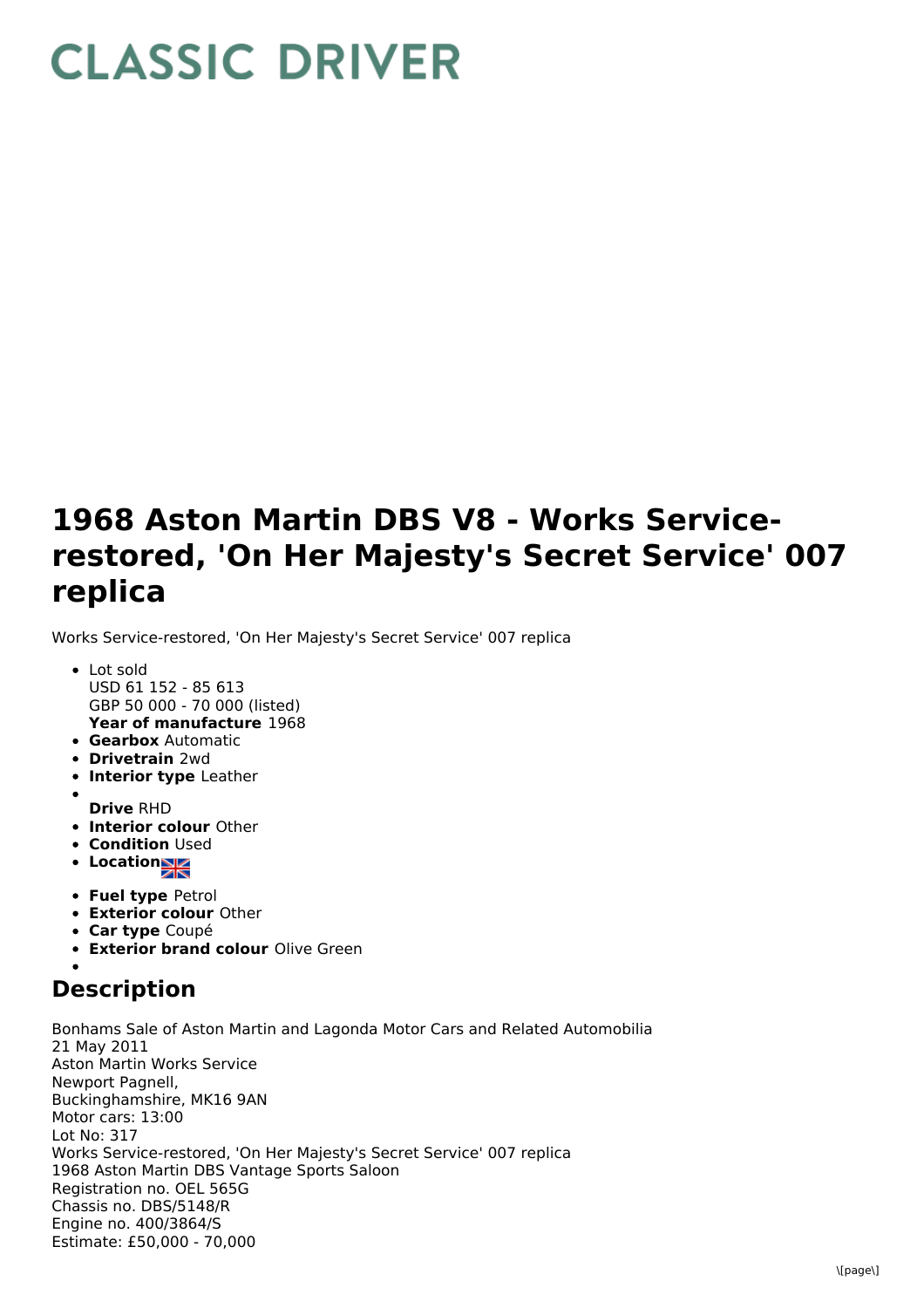# CLASSIC DRIVER

# 1968 Aston Martin DBS V8 - Works Service-restored, 'On Her Majesty's Secret Service' 007 replica

Works Service-restored, 'On Her Majesty's Secret Service' 007 replica

- Lot sold
  USD 61 152 - 85 613
  GBP 50 000 - 70 000 (listed)
  **Year of manufacture** 1968
- **Gearbox** Automatic
- **Drivetrain** 2wd
- **Interior type** Leather
- **Drive** RHD
- **Interior colour** Other
- **Condition** Used
- **Location**
- **Fuel type** Petrol
- **Exterior colour** Other
- **Car type** Coupé
- **Exterior brand colour** Olive Green

## Description

Bonhams Sale of Aston Martin and Lagonda Motor Cars and Related Automobilia
21 May 2011
Aston Martin Works Service
Newport Pagnell,
Buckinghamshire, MK16 9AN
Motor cars: 13:00
Lot No: 317
Works Service-restored, 'On Her Majesty's Secret Service' 007 replica
1968 Aston Martin DBS Vantage Sports Saloon
Registration no. OEL 565G
Chassis no. DBS/5148/R
Engine no. 400/3864/S
Estimate: £50,000 - 70,000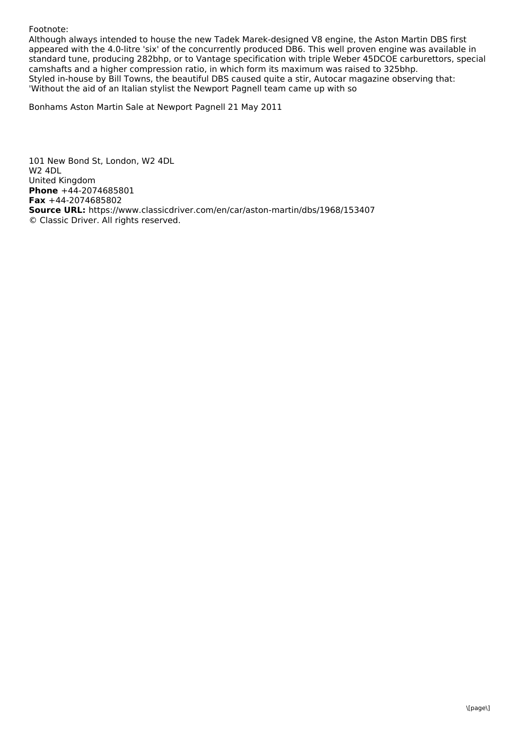Footnote:
Although always intended to house the new Tadek Marek-designed V8 engine, the Aston Martin DBS first appeared with the 4.0-litre 'six' of the concurrently produced DB6. This well proven engine was available in standard tune, producing 282bhp, or to Vantage specification with triple Weber 45DCOE carburettors, special camshafts and a higher compression ratio, in which form its maximum was raised to 325bhp.
Styled in-house by Bill Towns, the beautiful DBS caused quite a stir, Autocar magazine observing that: 'Without the aid of an Italian stylist the Newport Pagnell team came up with so

Bonhams Aston Martin Sale at Newport Pagnell 21 May 2011

101 New Bond St, London, W2 4DL
W2 4DL
United Kingdom
**Phone** +44-2074685801
**Fax** +44-2074685802
**Source URL:** https://www.classicdriver.com/en/car/aston-martin/dbs/1968/153407
© Classic Driver. All rights reserved.